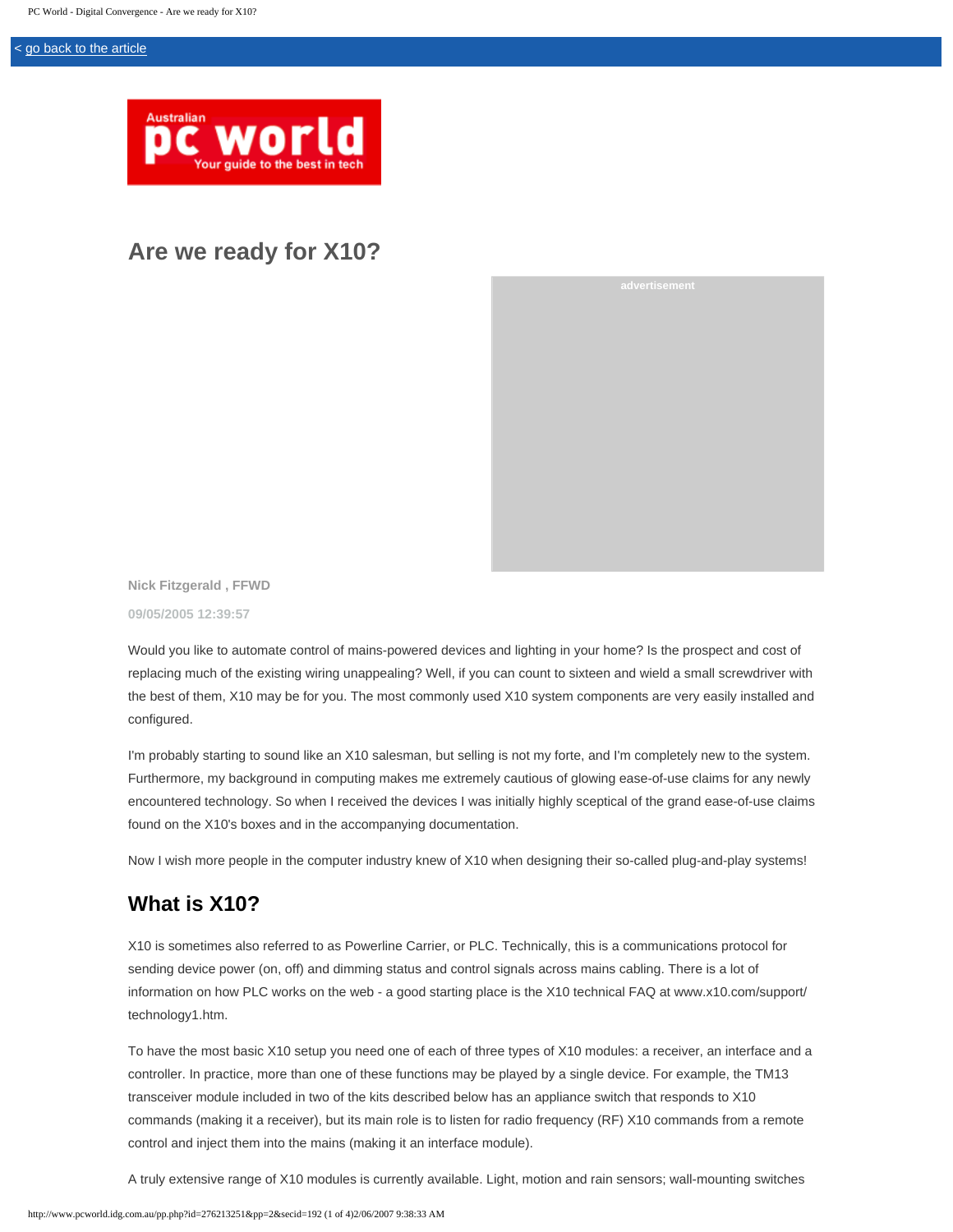< go back to the article

# Are we ready for X10?

advertisement

Nick Fitzgerald , FFWD

09/05/2005 12:39:57

Would you like to automate control of mains-powered devices and lighting in your home? Is the prospect and cost of replacing much of the existing wiring unappealing? Well, if you can count to sixteen and wield a small screwdriver with the best of them, X10 may be for you. The most commonly used X10 system components are very easily installed and configured.

I'm probably starting to sound like an X10 salesman, but selling is not my forte, and I'm completely new to the system. Furthermore, my background in computing makes me extremely cautious of glowing ease-of-use claims for any newly encountered technology. So when I received the devices I was initially highly sceptical of the grand ease-of-use claims found on the X10's boxes and in the accompanying documentation.

Now I wish more people in the computer industry knew of X10 when designing their so-called plug-and-play systems!

## What is X10?

X10 is sometimes also referred to as Powerline Carrier, or PLC. Technically, this is a communications protocol for sending device power (on, off) and dimming status and control signals across mains cabling. There is a lot of information on how PLC works on the web - a good starting place is the X10 technical FAQ at www.x10.com/support/technology1.htm.

To have the most basic X10 setup you need one of each of three types of X10 modules: a receiver, an interface and a controller. In practice, more than one of these functions may be played by a single device. For example, the TM13 transceiver module included in two of the kits described below has an appliance switch that responds to X10 commands (making it a receiver), but its main role is to listen for radio frequency (RF) X10 commands from a remote control and inject them into the mains (making it an interface module).

A truly extensive range of X10 modules is currently available. Light, motion and rain sensors; wall-mounting switches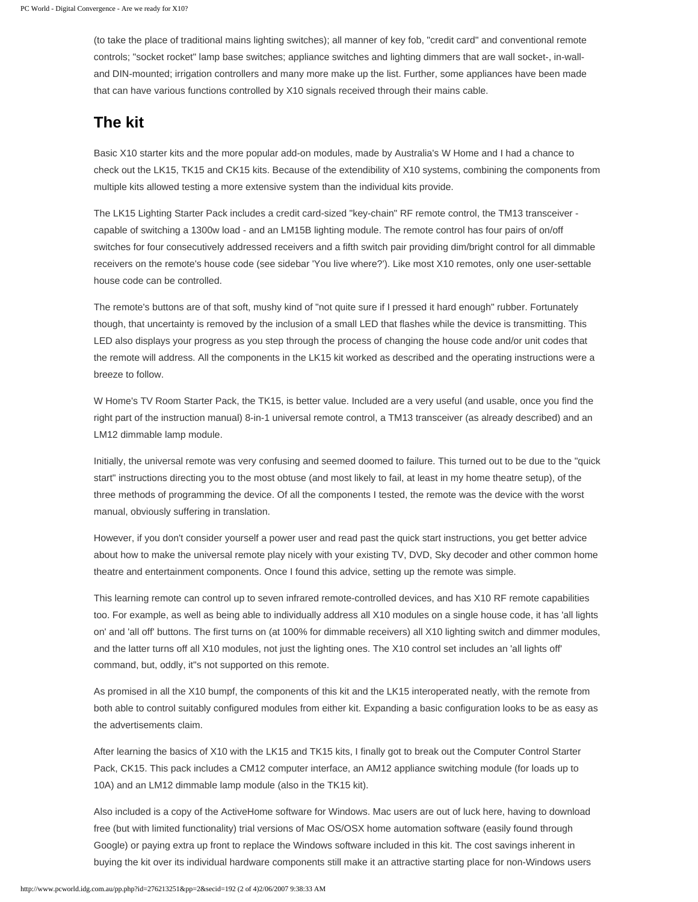(to take the place of traditional mains lighting switches); all manner of key fob, "credit card" and conventional remote controls; "socket rocket" lamp base switches; appliance switches and lighting dimmers that are wall socket-, in-wall- and DIN-mounted; irrigation controllers and many more make up the list. Further, some appliances have been made that can have various functions controlled by X10 signals received through their mains cable.

## The kit

Basic X10 starter kits and the more popular add-on modules, made by Australia's W Home and I had a chance to check out the LK15, TK15 and CK15 kits. Because of the extendibility of X10 systems, combining the components from multiple kits allowed testing a more extensive system than the individual kits provide.

The LK15 Lighting Starter Pack includes a credit card-sized "key-chain" RF remote control, the TM13 transceiver - capable of switching a 1300w load - and an LM15B lighting module. The remote control has four pairs of on/off switches for four consecutively addressed receivers and a fifth switch pair providing dim/bright control for all dimmable receivers on the remote's house code (see sidebar 'You live where?'). Like most X10 remotes, only one user-settable house code can be controlled.

The remote's buttons are of that soft, mushy kind of "not quite sure if I pressed it hard enough" rubber. Fortunately though, that uncertainty is removed by the inclusion of a small LED that flashes while the device is transmitting. This LED also displays your progress as you step through the process of changing the house code and/or unit codes that the remote will address. All the components in the LK15 kit worked as described and the operating instructions were a breeze to follow.

W Home's TV Room Starter Pack, the TK15, is better value. Included are a very useful (and usable, once you find the right part of the instruction manual) 8-in-1 universal remote control, a TM13 transceiver (as already described) and an LM12 dimmable lamp module.

Initially, the universal remote was very confusing and seemed doomed to failure. This turned out to be due to the "quick start" instructions directing you to the most obtuse (and most likely to fail, at least in my home theatre setup), of the three methods of programming the device. Of all the components I tested, the remote was the device with the worst manual, obviously suffering in translation.

However, if you don't consider yourself a power user and read past the quick start instructions, you get better advice about how to make the universal remote play nicely with your existing TV, DVD, Sky decoder and other common home theatre and entertainment components. Once I found this advice, setting up the remote was simple.

This learning remote can control up to seven infrared remote-controlled devices, and has X10 RF remote capabilities too. For example, as well as being able to individually address all X10 modules on a single house code, it has 'all lights on' and 'all off' buttons. The first turns on (at 100% for dimmable receivers) all X10 lighting switch and dimmer modules, and the latter turns off all X10 modules, not just the lighting ones. The X10 control set includes an 'all lights off' command, but, oddly, it"s not supported on this remote.

As promised in all the X10 bumpf, the components of this kit and the LK15 interoperated neatly, with the remote from both able to control suitably configured modules from either kit. Expanding a basic configuration looks to be as easy as the advertisements claim.

After learning the basics of X10 with the LK15 and TK15 kits, I finally got to break out the Computer Control Starter Pack, CK15. This pack includes a CM12 computer interface, an AM12 appliance switching module (for loads up to 10A) and an LM12 dimmable lamp module (also in the TK15 kit).

Also included is a copy of the ActiveHome software for Windows. Mac users are out of luck here, having to download free (but with limited functionality) trial versions of Mac OS/OSX home automation software (easily found through Google) or paying extra up front to replace the Windows software included in this kit. The cost savings inherent in buying the kit over its individual hardware components still make it an attractive starting place for non-Windows users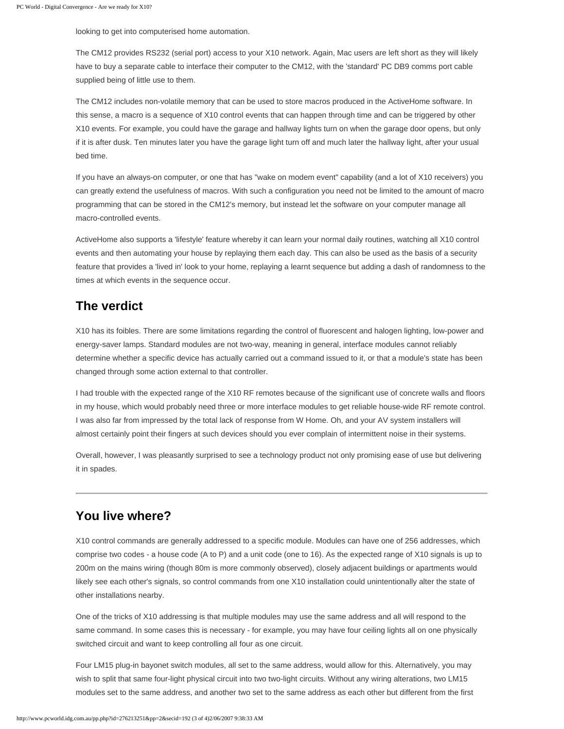looking to get into computerised home automation.

The CM12 provides RS232 (serial port) access to your X10 network. Again, Mac users are left short as they will likely have to buy a separate cable to interface their computer to the CM12, with the 'standard' PC DB9 comms port cable supplied being of little use to them.

The CM12 includes non-volatile memory that can be used to store macros produced in the ActiveHome software. In this sense, a macro is a sequence of X10 control events that can happen through time and can be triggered by other X10 events. For example, you could have the garage and hallway lights turn on when the garage door opens, but only if it is after dusk. Ten minutes later you have the garage light turn off and much later the hallway light, after your usual bed time.

If you have an always-on computer, or one that has "wake on modem event" capability (and a lot of X10 receivers) you can greatly extend the usefulness of macros. With such a configuration you need not be limited to the amount of macro programming that can be stored in the CM12's memory, but instead let the software on your computer manage all macro-controlled events.

ActiveHome also supports a 'lifestyle' feature whereby it can learn your normal daily routines, watching all X10 control events and then automating your house by replaying them each day. This can also be used as the basis of a security feature that provides a 'lived in' look to your home, replaying a learnt sequence but adding a dash of randomness to the times at which events in the sequence occur.

## The verdict

X10 has its foibles. There are some limitations regarding the control of fluorescent and halogen lighting, low-power and energy-saver lamps. Standard modules are not two-way, meaning in general, interface modules cannot reliably determine whether a specific device has actually carried out a command issued to it, or that a module's state has been changed through some action external to that controller.

I had trouble with the expected range of the X10 RF remotes because of the significant use of concrete walls and floors in my house, which would probably need three or more interface modules to get reliable house-wide RF remote control. I was also far from impressed by the total lack of response from W Home. Oh, and your AV system installers will almost certainly point their fingers at such devices should you ever complain of intermittent noise in their systems.

Overall, however, I was pleasantly surprised to see a technology product not only promising ease of use but delivering it in spades.

---

## You live where?

X10 control commands are generally addressed to a specific module. Modules can have one of 256 addresses, which comprise two codes - a house code (A to P) and a unit code (one to 16). As the expected range of X10 signals is up to 200m on the mains wiring (though 80m is more commonly observed), closely adjacent buildings or apartments would likely see each other's signals, so control commands from one X10 installation could unintentionally alter the state of other installations nearby.

One of the tricks of X10 addressing is that multiple modules may use the same address and all will respond to the same command. In some cases this is necessary - for example, you may have four ceiling lights all on one physically switched circuit and want to keep controlling all four as one circuit.

Four LM15 plug-in bayonet switch modules, all set to the same address, would allow for this. Alternatively, you may wish to split that same four-light physical circuit into two two-light circuits. Without any wiring alterations, two LM15 modules set to the same address, and another two set to the same address as each other but different from the first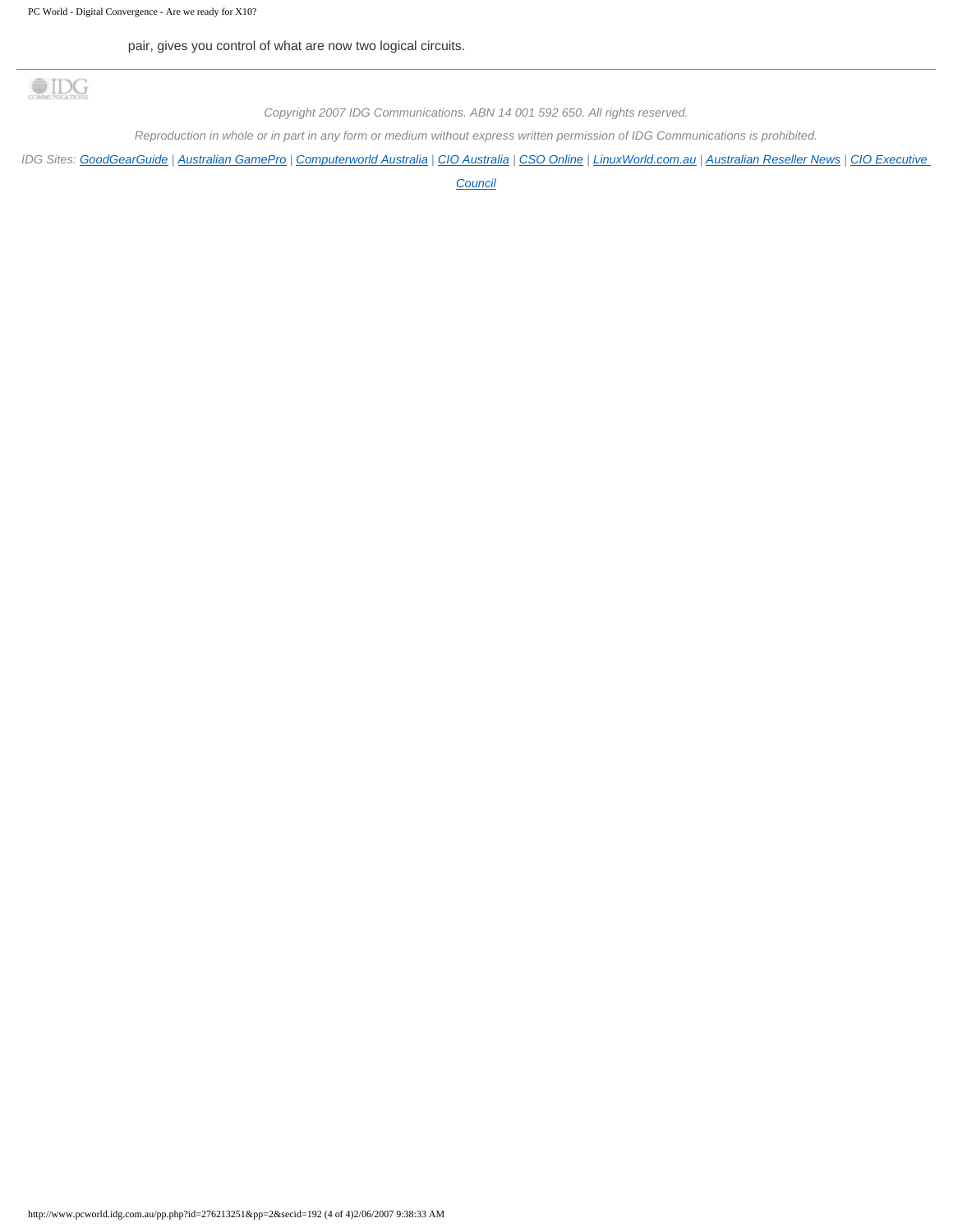pair, gives you control of what are now two logical circuits.

---

*Copyright 2007 IDG Communications. ABN 14 001 592 650. All rights reserved.*

*Reproduction in whole or in part in any form or medium without express written permission of IDG Communications is prohibited.*

*IDG Sites: GoodGearGuide | Australian GamePro | Computerworld Australia | CIO Australia | CSO Online | LinuxWorld.com.au | Australian Reseller News | CIO Executive Council*